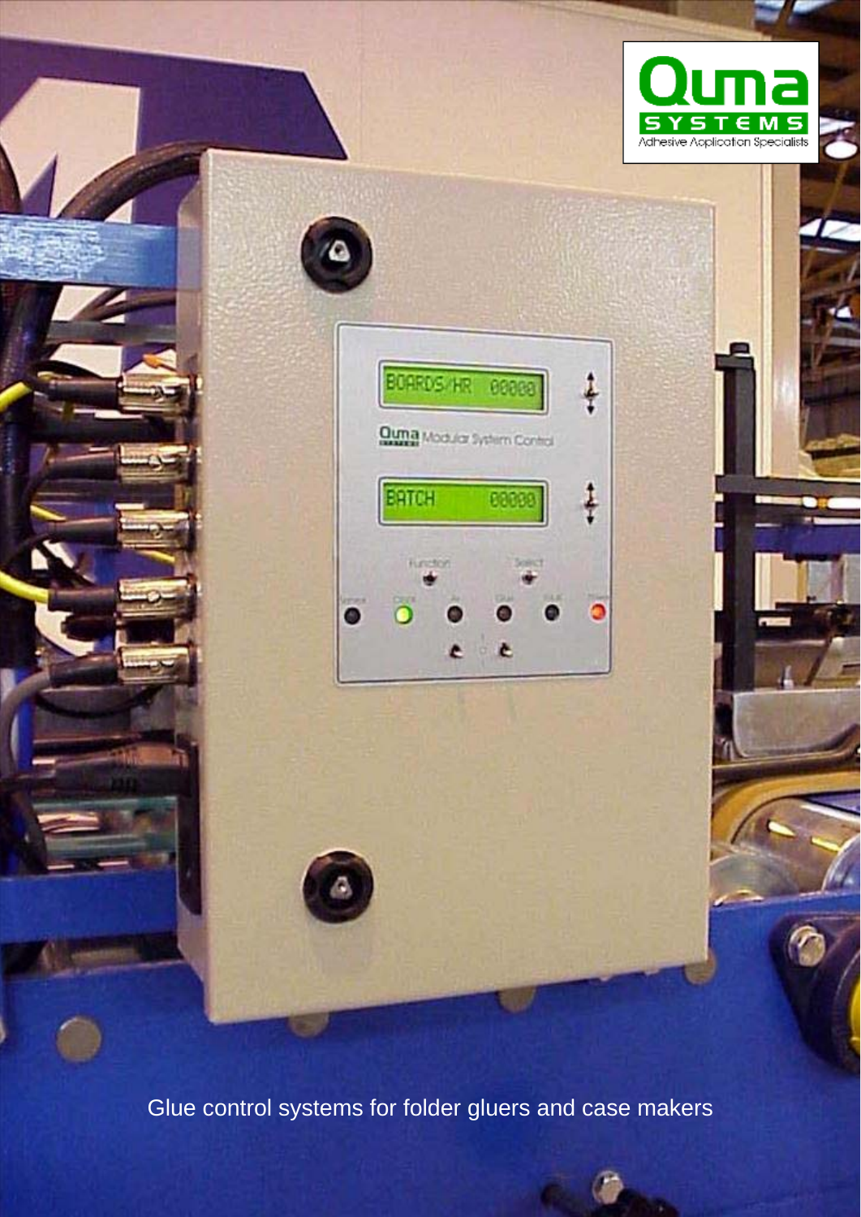Quma Systems
Adhesive Application Specialists

Glue control systems for folder gluers and case makers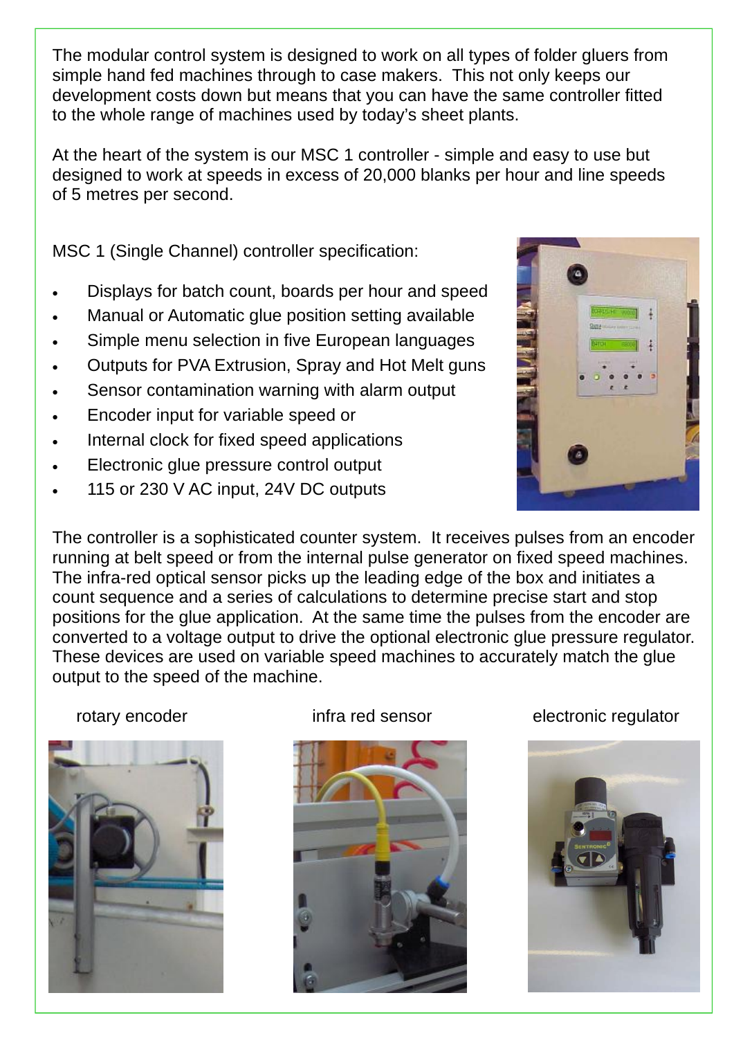The modular control system is designed to work on all types of folder gluers from simple hand fed machines through to case makers. This not only keeps our development costs down but means that you can have the same controller fitted to the whole range of machines used by today's sheet plants.

At the heart of the system is our MSC 1 controller - simple and easy to use but designed to work at speeds in excess of 20,000 blanks per hour and line speeds of 5 metres per second.

MSC 1 (Single Channel) controller specification:

- Displays for batch count, boards per hour and speed
- Manual or Automatic glue position setting available
- Simple menu selection in five European languages
- Outputs for PVA Extrusion, Spray and Hot Melt guns
- Sensor contamination warning with alarm output
- Encoder input for variable speed or
- Internal clock for fixed speed applications
- Electronic glue pressure control output
- 115 or 230 V AC input, 24V DC outputs

The controller is a sophisticated counter system. It receives pulses from an encoder running at belt speed or from the internal pulse generator on fixed speed machines. The infra-red optical sensor picks up the leading edge of the box and initiates a count sequence and a series of calculations to determine precise start and stop positions for the glue application. At the same time the pulses from the encoder are converted to a voltage output to drive the optional electronic glue pressure regulator. These devices are used on variable speed machines to accurately match the glue output to the speed of the machine.

rotary encoder

infra red sensor

electronic regulator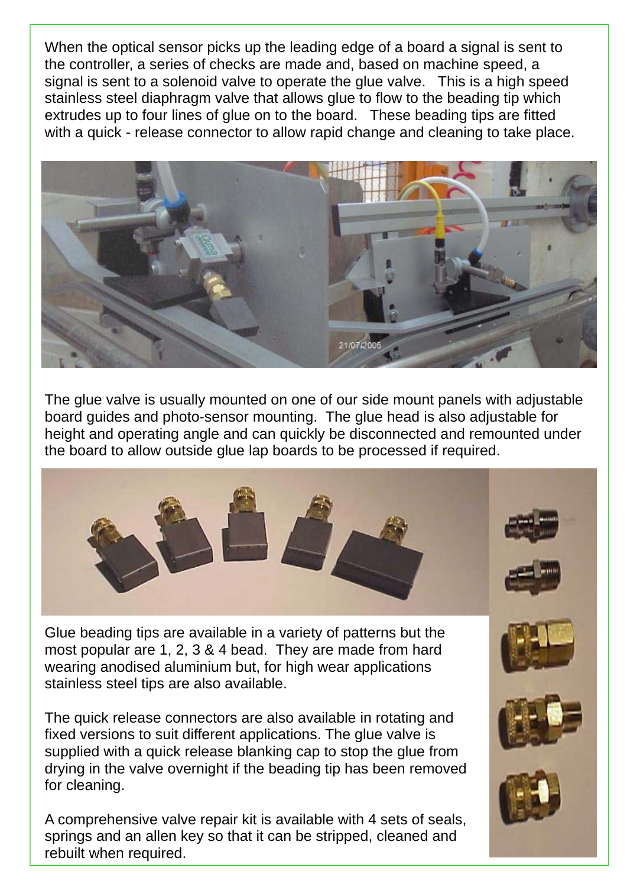When the optical sensor picks up the leading edge of a board a signal is sent to the controller, a series of checks are made and, based on machine speed, a signal is sent to a solenoid valve to operate the glue valve. This is a high speed stainless steel diaphragm valve that allows glue to flow to the beading tip which extrudes up to four lines of glue on to the board. These beading tips are fitted with a quick - release connector to allow rapid change and cleaning to take place.

The glue valve is usually mounted on one of our side mount panels with adjustable board guides and photo-sensor mounting. The glue head is also adjustable for height and operating angle and can quickly be disconnected and remounted under the board to allow outside glue lap boards to be processed if required.

Glue beading tips are available in a variety of patterns but the most popular are 1, 2, 3 & 4 bead. They are made from hard wearing anodised aluminium but, for high wear applications stainless steel tips are also available.

The quick release connectors are also available in rotating and fixed versions to suit different applications. The glue valve is supplied with a quick release blanking cap to stop the glue from drying in the valve overnight if the beading tip has been removed for cleaning.

A comprehensive valve repair kit is available with 4 sets of seals, springs and an allen key so that it can be stripped, cleaned and rebuilt when required.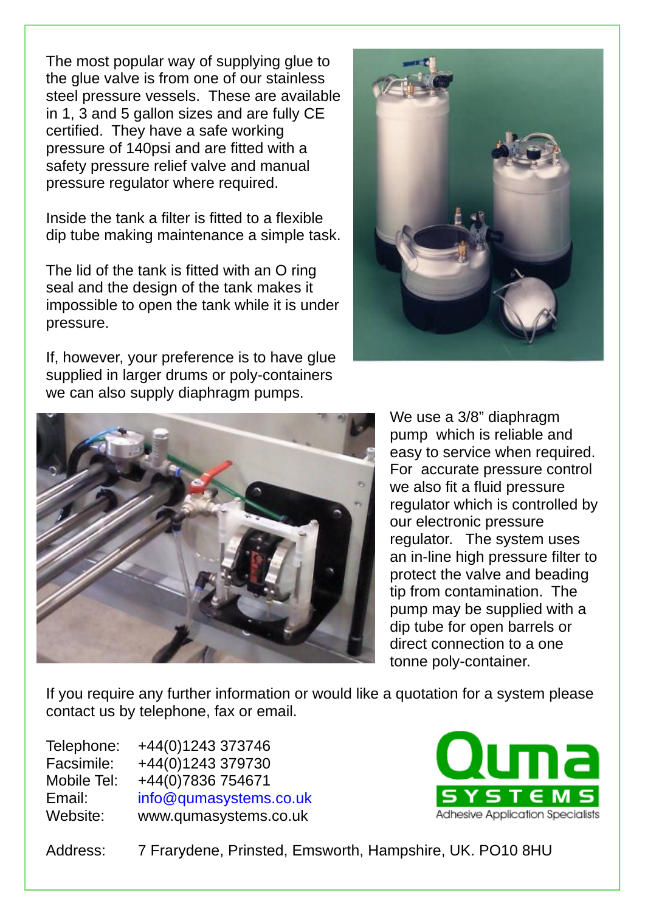The most popular way of supplying glue to the glue valve is from one of our stainless steel pressure vessels. These are available in 1, 3 and 5 gallon sizes and are fully CE certified. They have a safe working pressure of 140psi and are fitted with a safety pressure relief valve and manual pressure regulator where required.

Inside the tank a filter is fitted to a flexible dip tube making maintenance a simple task.

The lid of the tank is fitted with an O ring seal and the design of the tank makes it impossible to open the tank while it is under pressure.

If, however, your preference is to have glue supplied in larger drums or poly-containers we can also supply diaphragm pumps.

We use a 3/8" diaphragm pump which is reliable and easy to service when required. For accurate pressure control we also fit a fluid pressure regulator which is controlled by our electronic pressure regulator. The system uses an in-line high pressure filter to protect the valve and beading tip from contamination. The pump may be supplied with a dip tube for open barrels or direct connection to a one tonne poly-container.

If you require any further information or would like a quotation for a system please contact us by telephone, fax or email.

| | |
|---|---|
| Telephone: | +44(0)1243 373746 |
| Facsimile: | +44(0)1243 379730 |
| Mobile Tel: | +44(0)7836 754671 |
| Email: | info@qumasystems.co.uk |
| Website: | www.qumasystems.co.uk |

Quma SYSTEMS
Adhesive Application Specialists

Address: 7 Frarydene, Prinsted, Emsworth, Hampshire, UK. PO10 8HU